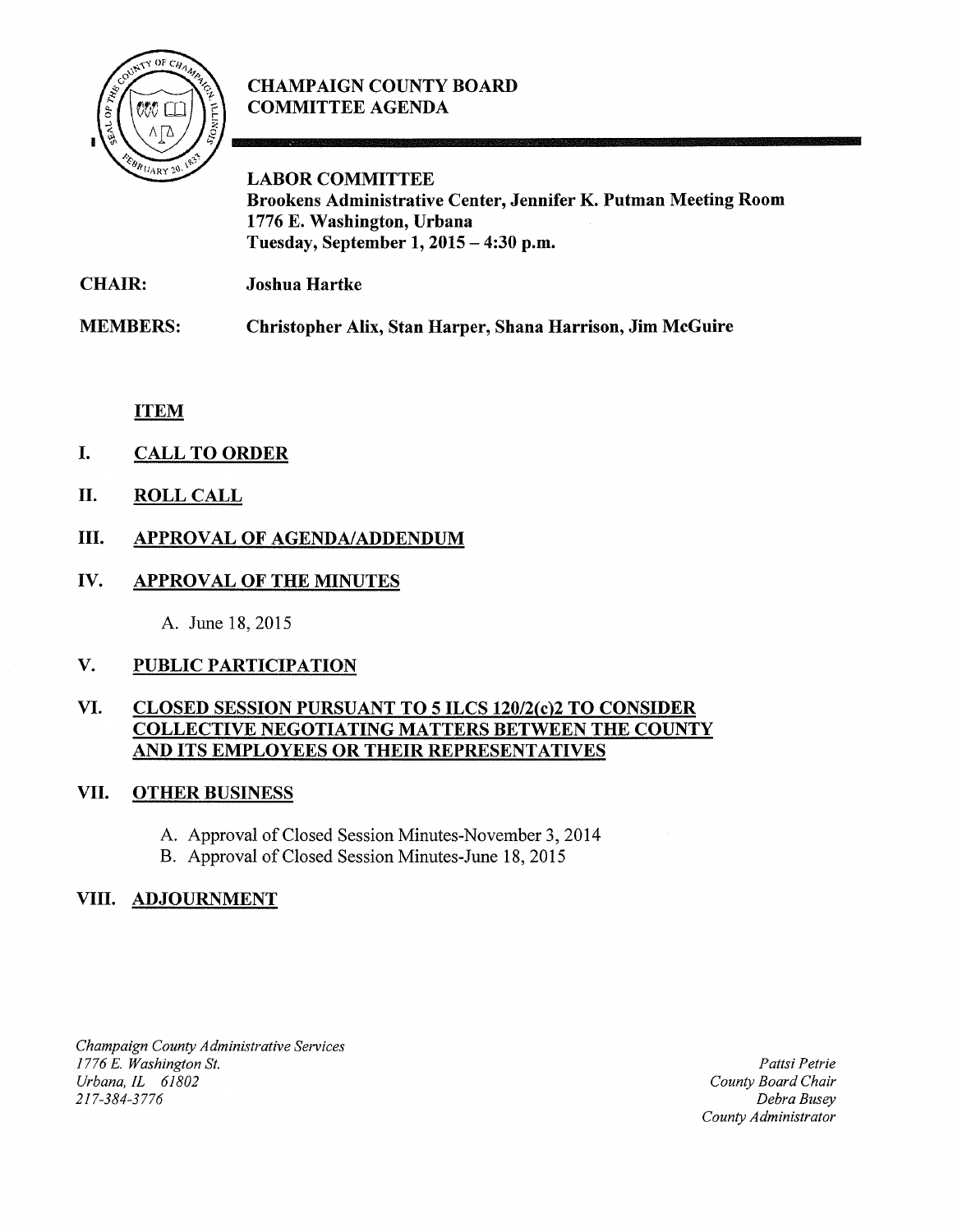# CHAMPAIGN COUNTY BOARD COMMITTEE AGENDA

## LABOR COMMITTEE

**Brookens Administrative Center, Jennifer K. Putman Meeting Room**
**1776 E. Washington, Urbana**
**Tuesday, September 1, 2015 – 4:30 p.m.**

**CHAIR:** **Joshua Hartke**

**MEMBERS:** **Christopher Alix, Stan Harper, Shana Harrison, Jim McGuire**

**ITEM**

**I. CALL TO ORDER**

**II. ROLL CALL**

**III. APPROVAL OF AGENDA/ADDENDUM**

**IV. APPROVAL OF THE MINUTES**

A. June 18, 2015

**V. PUBLIC PARTICIPATION**

**VI. CLOSED SESSION PURSUANT TO 5 ILCS 120/2(c)2 TO CONSIDER COLLECTIVE NEGOTIATING MATTERS BETWEEN THE COUNTY AND ITS EMPLOYEES OR THEIR REPRESENTATIVES**

**VII. OTHER BUSINESS**

A. Approval of Closed Session Minutes-November 3, 2014
B. Approval of Closed Session Minutes-June 18, 2015

**VIII. ADJOURNMENT**

*Champaign County Administrative Services*
*1776 E. Washington St.*
*Urbana, IL 61802*
*217-384-3776*

*Pattsi Petrie*
*County Board Chair*
*Debra Busey*
*County Administrator*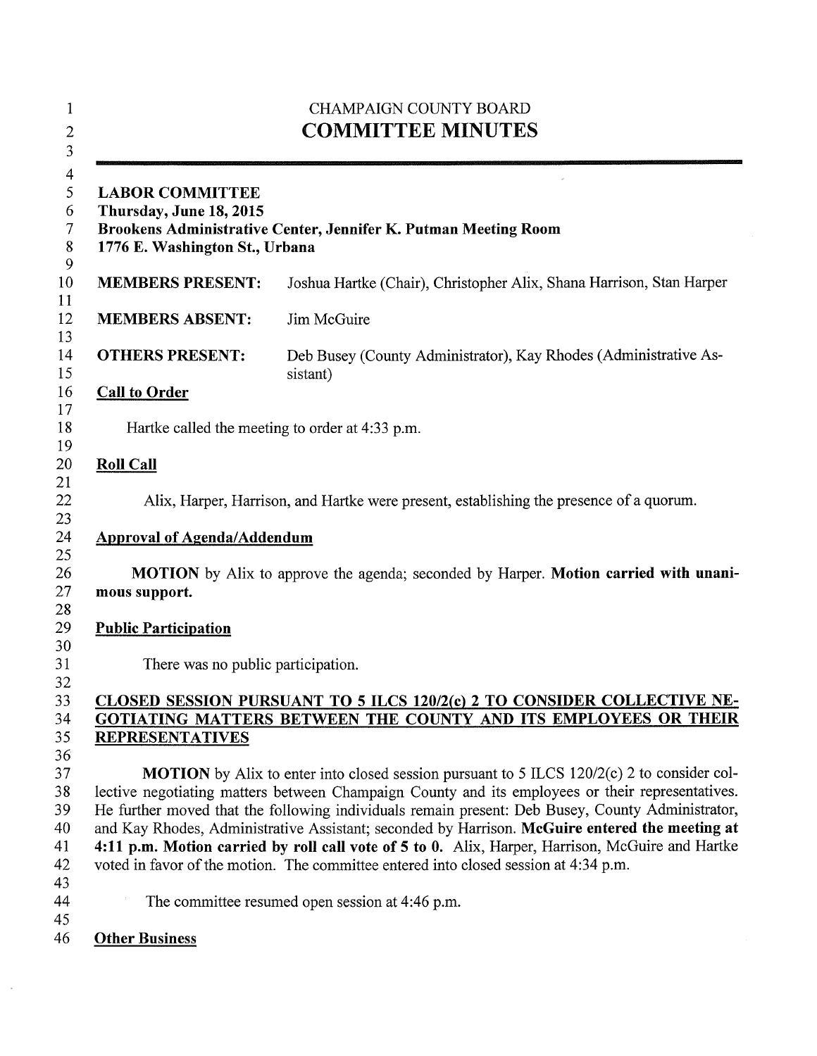CHAMPAIGN COUNTY BOARD

# COMMITTEE MINUTES

**LABOR COMMITTEE**
**Thursday, June 18, 2015**
**Brookens Administrative Center, Jennifer K. Putman Meeting Room**
**1776 E. Washington St., Urbana**

| | |
|---|---|
| **MEMBERS PRESENT:** | Joshua Hartke (Chair), Christopher Alix, Shana Harrison, Stan Harper |
| **MEMBERS ABSENT:** | Jim McGuire |
| **OTHERS PRESENT:** | Deb Busey (County Administrator), Kay Rhodes (Administrative Assistant) |

## Call to Order

Hartke called the meeting to order at 4:33 p.m.

## Roll Call

Alix, Harper, Harrison, and Hartke were present, establishing the presence of a quorum.

## Approval of Agenda/Addendum

**MOTION** by Alix to approve the agenda; seconded by Harper. **Motion carried with unanimous support.**

## Public Participation

There was no public participation.

## CLOSED SESSION PURSUANT TO 5 ILCS 120/2(c) 2 TO CONSIDER COLLECTIVE NEGOTIATING MATTERS BETWEEN THE COUNTY AND ITS EMPLOYEES OR THEIR REPRESENTATIVES

**MOTION** by Alix to enter into closed session pursuant to 5 ILCS 120/2(c) 2 to consider collective negotiating matters between Champaign County and its employees or their representatives. He further moved that the following individuals remain present: Deb Busey, County Administrator, and Kay Rhodes, Administrative Assistant; seconded by Harrison. **McGuire entered the meeting at 4:11 p.m. Motion carried by roll call vote of 5 to 0.** Alix, Harper, Harrison, McGuire and Hartke voted in favor of the motion. The committee entered into closed session at 4:34 p.m.

The committee resumed open session at 4:46 p.m.

## Other Business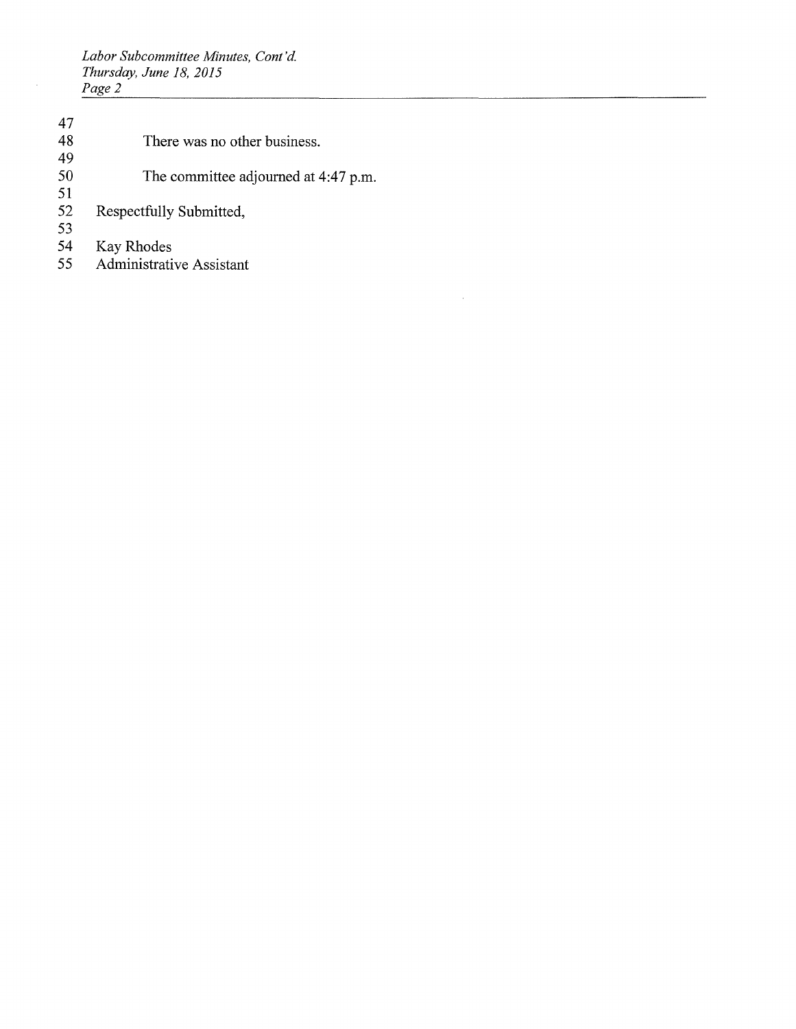There was no other business.

The committee adjourned at 4:47 p.m.

Respectfully Submitted,

Kay Rhodes
Administrative Assistant